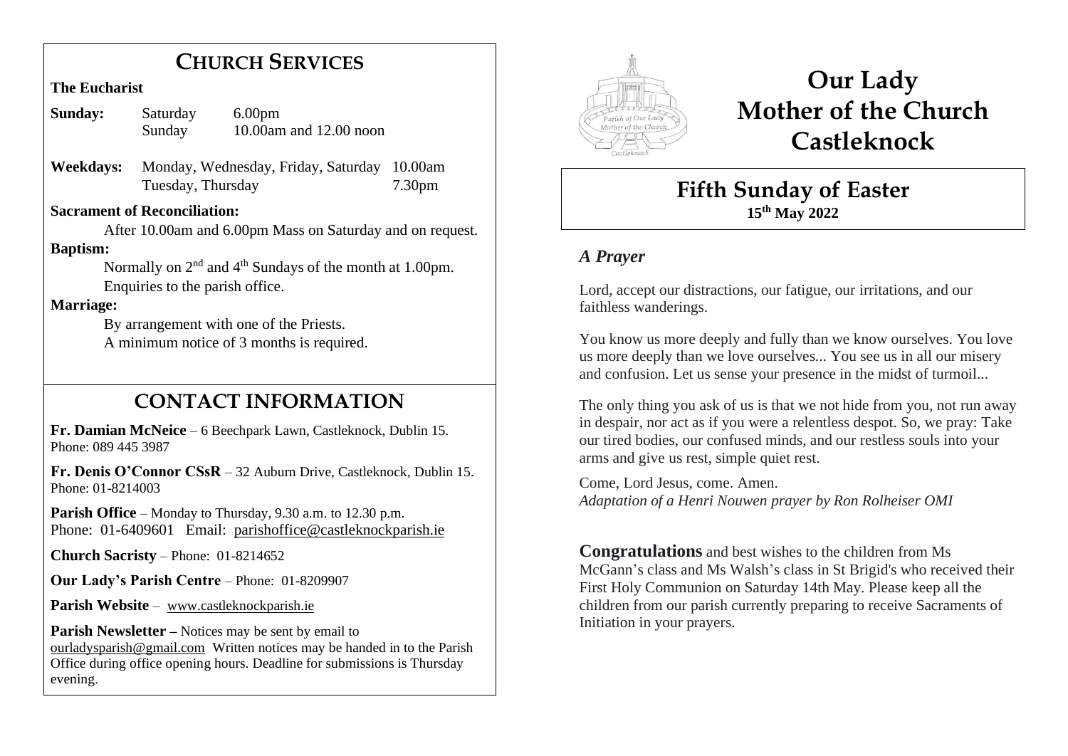# CHURCH SERVICES

**The Eucharist**

| | | |
|---|---|---|
| **Sunday:** | Saturday | 6.00pm |
| | Sunday | 10.00am and 12.00 noon |
| **Weekdays:** | Monday, Wednesday, Friday, Saturday | 10.00am |
| | Tuesday, Thursday | 7.30pm |

**Sacrament of Reconciliation:**

After 10.00am and 6.00pm Mass on Saturday and on request.

**Baptism:**

Normally on 2nd and 4th Sundays of the month at 1.00pm.
Enquiries to the parish office.

**Marriage:**

By arrangement with one of the Priests.
A minimum notice of 3 months is required.

# CONTACT INFORMATION

**Fr. Damian McNeice** – 6 Beechpark Lawn, Castleknock, Dublin 15.
Phone: 089 445 3987

**Fr. Denis O'Connor CSsR** – 32 Auburn Drive, Castleknock, Dublin 15.
Phone: 01-8214003

**Parish Office** – Monday to Thursday, 9.30 a.m. to 12.30 p.m.
Phone: 01-6409601 Email: parishoffice@castleknockparish.ie

**Church Sacristy** – Phone: 01-8214652

**Our Lady's Parish Centre** – Phone: 01-8209907

**Parish Website** – www.castleknockparish.ie

**Parish Newsletter –** Notices may be sent by email to ourladysparish@gmail.com Written notices may be handed in to the Parish Office during office opening hours. Deadline for submissions is Thursday evening.

# Our Lady Mother of the Church Castleknock

## Fifth Sunday of Easter

**15th May 2022**

### *A Prayer*

Lord, accept our distractions, our fatigue, our irritations, and our faithless wanderings.

You know us more deeply and fully than we know ourselves. You love us more deeply than we love ourselves... You see us in all our misery and confusion. Let us sense your presence in the midst of turmoil...

The only thing you ask of us is that we not hide from you, not run away in despair, nor act as if you were a relentless despot. So, we pray: Take our tired bodies, our confused minds, and our restless souls into your arms and give us rest, simple quiet rest.

Come, Lord Jesus, come. Amen.
*Adaptation of a Henri Nouwen prayer by Ron Rolheiser OMI*

**Congratulations** and best wishes to the children from Ms McGann's class and Ms Walsh's class in St Brigid's who received their First Holy Communion on Saturday 14th May. Please keep all the children from our parish currently preparing to receive Sacraments of Initiation in your prayers.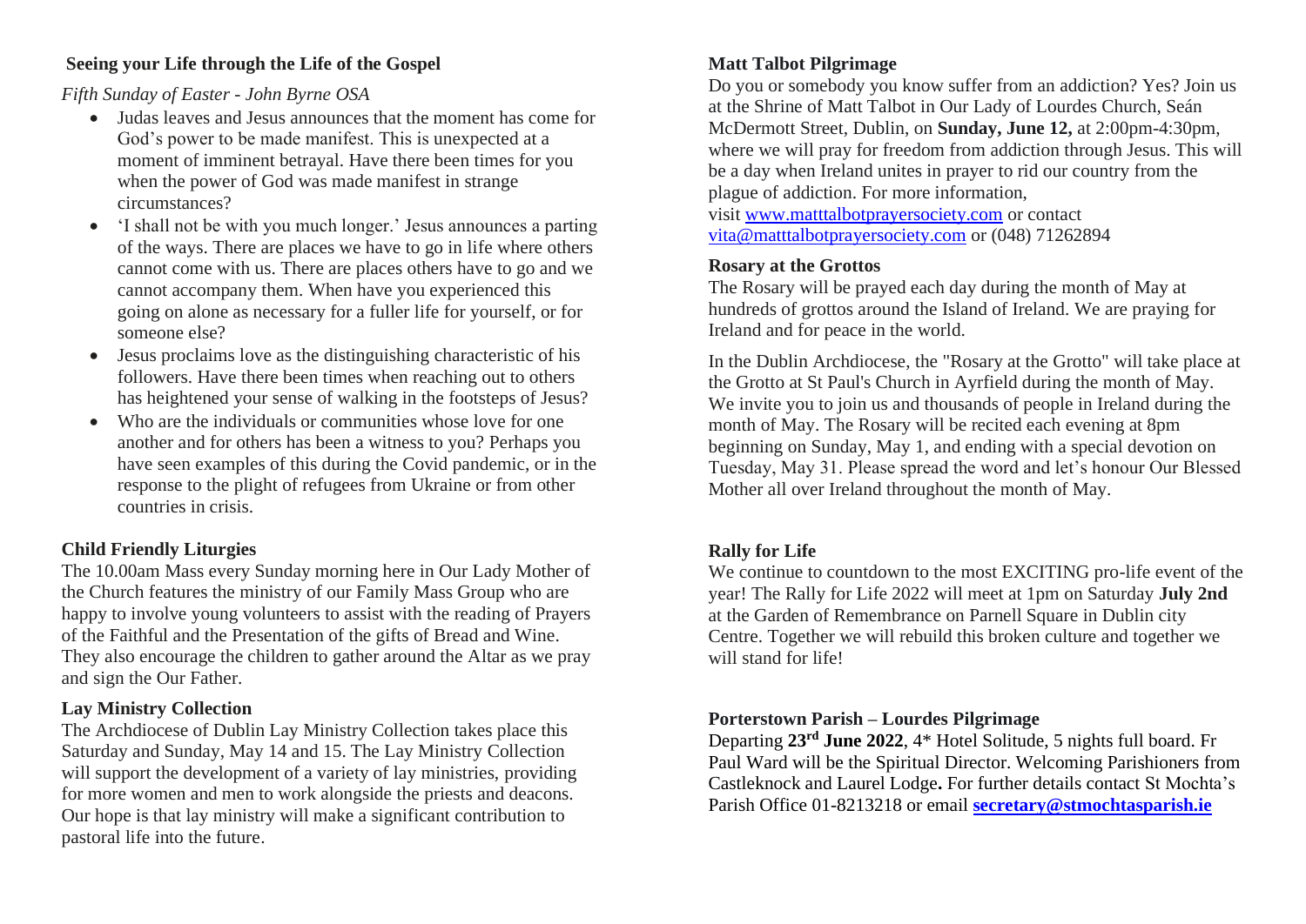**Seeing your Life through the Life of the Gospel**

*Fifth Sunday of Easter - John Byrne OSA*

- Judas leaves and Jesus announces that the moment has come for God's power to be made manifest. This is unexpected at a moment of imminent betrayal. Have there been times for you when the power of God was made manifest in strange circumstances?
- 'I shall not be with you much longer.' Jesus announces a parting of the ways. There are places we have to go in life where others cannot come with us. There are places others have to go and we cannot accompany them. When have you experienced this going on alone as necessary for a fuller life for yourself, or for someone else?
- Jesus proclaims love as the distinguishing characteristic of his followers. Have there been times when reaching out to others has heightened your sense of walking in the footsteps of Jesus?
- Who are the individuals or communities whose love for one another and for others has been a witness to you? Perhaps you have seen examples of this during the Covid pandemic, or in the response to the plight of refugees from Ukraine or from other countries in crisis.

**Child Friendly Liturgies**

The 10.00am Mass every Sunday morning here in Our Lady Mother of the Church features the ministry of our Family Mass Group who are happy to involve young volunteers to assist with the reading of Prayers of the Faithful and the Presentation of the gifts of Bread and Wine. They also encourage the children to gather around the Altar as we pray and sign the Our Father.

**Lay Ministry Collection**

The Archdiocese of Dublin Lay Ministry Collection takes place this Saturday and Sunday, May 14 and 15. The Lay Ministry Collection will support the development of a variety of lay ministries, providing for more women and men to work alongside the priests and deacons. Our hope is that lay ministry will make a significant contribution to pastoral life into the future.

**Matt Talbot Pilgrimage**

Do you or somebody you know suffer from an addiction? Yes? Join us at the Shrine of Matt Talbot in Our Lady of Lourdes Church, Seán McDermott Street, Dublin, on **Sunday, June 12,** at 2:00pm-4:30pm, where we will pray for freedom from addiction through Jesus. This will be a day when Ireland unites in prayer to rid our country from the plague of addiction. For more information, visit www.matttalbotprayersociety.com or contact vita@matttalbotprayersociety.com or (048) 71262894

**Rosary at the Grottos**

The Rosary will be prayed each day during the month of May at hundreds of grottos around the Island of Ireland. We are praying for Ireland and for peace in the world.

In the Dublin Archdiocese, the "Rosary at the Grotto" will take place at the Grotto at St Paul's Church in Ayrfield during the month of May. We invite you to join us and thousands of people in Ireland during the month of May. The Rosary will be recited each evening at 8pm beginning on Sunday, May 1, and ending with a special devotion on Tuesday, May 31. Please spread the word and let's honour Our Blessed Mother all over Ireland throughout the month of May.

**Rally for Life**

We continue to countdown to the most EXCITING pro-life event of the year! The Rally for Life 2022 will meet at 1pm on Saturday **July 2nd** at the Garden of Remembrance on Parnell Square in Dublin city Centre. Together we will rebuild this broken culture and together we will stand for life!

**Porterstown Parish – Lourdes Pilgrimage**

Departing **23rd June 2022**, 4* Hotel Solitude, 5 nights full board. Fr Paul Ward will be the Spiritual Director. Welcoming Parishioners from Castleknock and Laurel Lodge**.** For further details contact St Mochta's Parish Office 01-8213218 or email **secretary@stmochtasparish.ie**